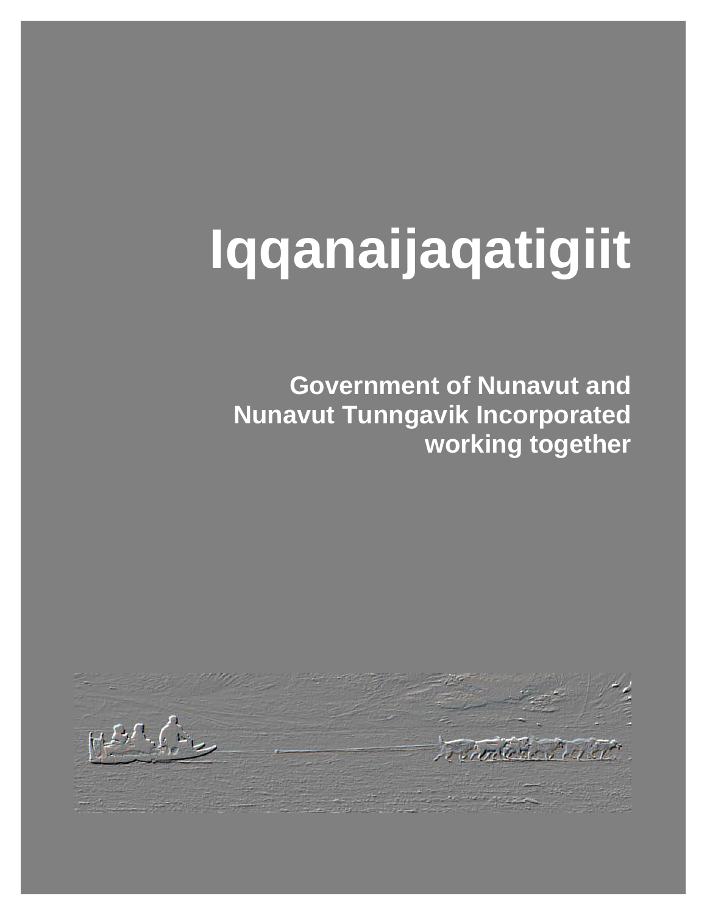# Iqqanaijaqatigiit

**Government of Nunavut and Nunavut Tunngavik Incorporated working together**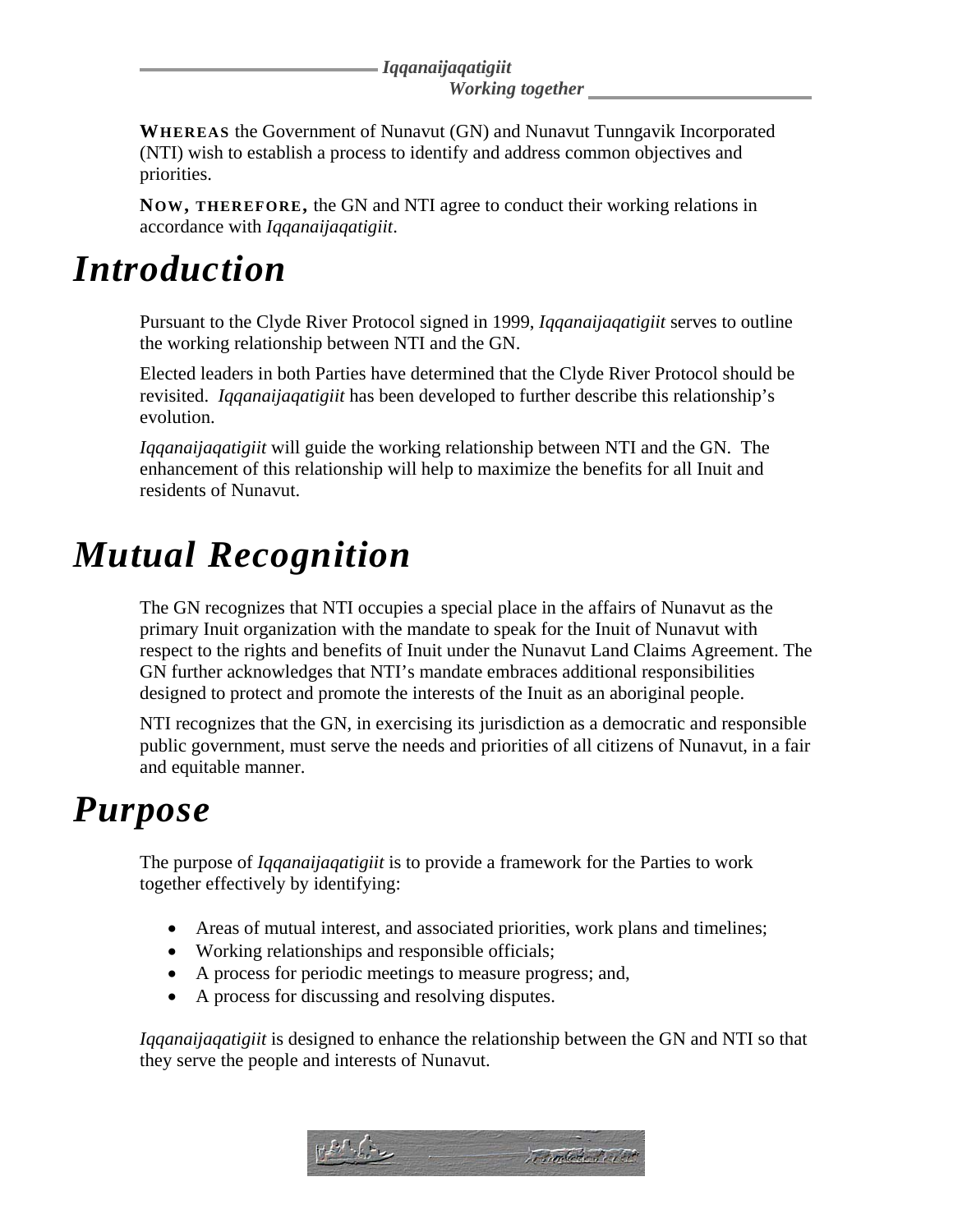**WHEREAS** the Government of Nunavut (GN) and Nunavut Tunngavik Incorporated (NTI) wish to establish a process to identify and address common objectives and priorities.

**NOW, THEREFORE,** the GN and NTI agree to conduct their working relations in accordance with *Iqqanaijaqatigiit*.

# Introduction

Pursuant to the Clyde River Protocol signed in 1999, *Iqqanaijaqatigiit* serves to outline the working relationship between NTI and the GN.

Elected leaders in both Parties have determined that the Clyde River Protocol should be revisited. *Iqqanaijaqatigiit* has been developed to further describe this relationship's evolution.

*Iqqanaijaqatigiit* will guide the working relationship between NTI and the GN. The enhancement of this relationship will help to maximize the benefits for all Inuit and residents of Nunavut.

# Mutual Recognition

The GN recognizes that NTI occupies a special place in the affairs of Nunavut as the primary Inuit organization with the mandate to speak for the Inuit of Nunavut with respect to the rights and benefits of Inuit under the Nunavut Land Claims Agreement. The GN further acknowledges that NTI's mandate embraces additional responsibilities designed to protect and promote the interests of the Inuit as an aboriginal people.

NTI recognizes that the GN, in exercising its jurisdiction as a democratic and responsible public government, must serve the needs and priorities of all citizens of Nunavut, in a fair and equitable manner.

# Purpose

The purpose of *Iqqanaijaqatigiit* is to provide a framework for the Parties to work together effectively by identifying:

- Areas of mutual interest, and associated priorities, work plans and timelines;
- Working relationships and responsible officials;
- A process for periodic meetings to measure progress; and,
- A process for discussing and resolving disputes.

*Iqqanaijaqatigiit* is designed to enhance the relationship between the GN and NTI so that they serve the people and interests of Nunavut.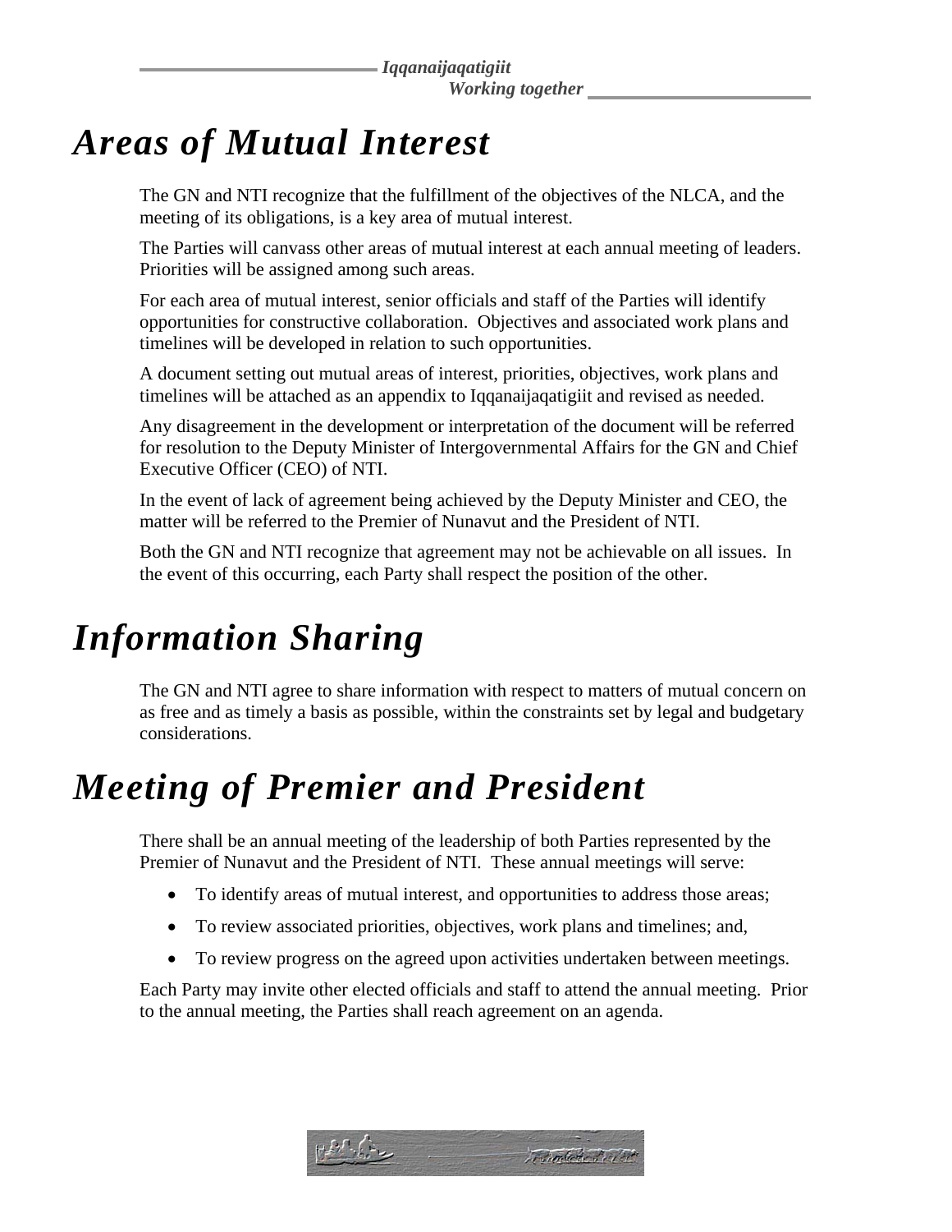# *Areas of Mutual Interest*

The GN and NTI recognize that the fulfillment of the objectives of the NLCA, and the meeting of its obligations, is a key area of mutual interest.

The Parties will canvass other areas of mutual interest at each annual meeting of leaders. Priorities will be assigned among such areas.

For each area of mutual interest, senior officials and staff of the Parties will identify opportunities for constructive collaboration. Objectives and associated work plans and timelines will be developed in relation to such opportunities.

A document setting out mutual areas of interest, priorities, objectives, work plans and timelines will be attached as an appendix to Iqqanaijaqatigiit and revised as needed.

Any disagreement in the development or interpretation of the document will be referred for resolution to the Deputy Minister of Intergovernmental Affairs for the GN and Chief Executive Officer (CEO) of NTI.

In the event of lack of agreement being achieved by the Deputy Minister and CEO, the matter will be referred to the Premier of Nunavut and the President of NTI.

Both the GN and NTI recognize that agreement may not be achievable on all issues. In the event of this occurring, each Party shall respect the position of the other.

# *Information Sharing*

The GN and NTI agree to share information with respect to matters of mutual concern on as free and as timely a basis as possible, within the constraints set by legal and budgetary considerations.

# *Meeting of Premier and President*

There shall be an annual meeting of the leadership of both Parties represented by the Premier of Nunavut and the President of NTI. These annual meetings will serve:

- To identify areas of mutual interest, and opportunities to address those areas;
- To review associated priorities, objectives, work plans and timelines; and,
- To review progress on the agreed upon activities undertaken between meetings.

Each Party may invite other elected officials and staff to attend the annual meeting. Prior to the annual meeting, the Parties shall reach agreement on an agenda.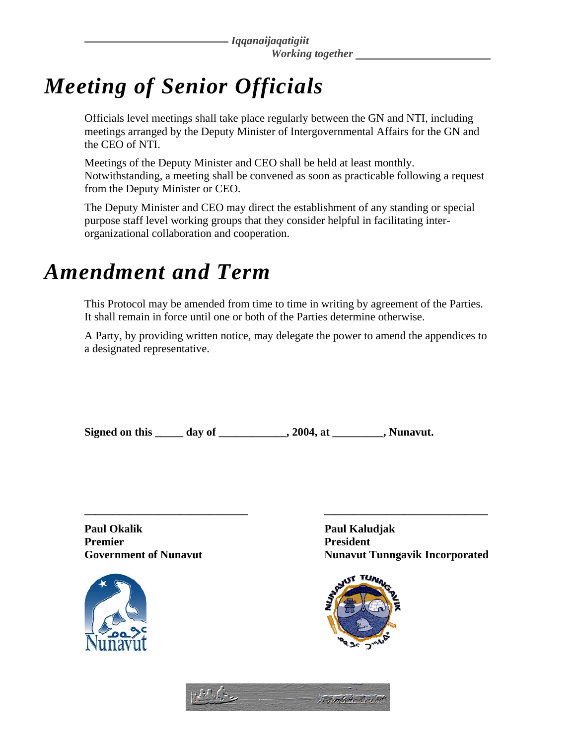# Meeting of Senior Officials

Officials level meetings shall take place regularly between the GN and NTI, including meetings arranged by the Deputy Minister of Intergovernmental Affairs for the GN and the CEO of NTI.

Meetings of the Deputy Minister and CEO shall be held at least monthly. Notwithstanding, a meeting shall be convened as soon as practicable following a request from the Deputy Minister or CEO.

The Deputy Minister and CEO may direct the establishment of any standing or special purpose staff level working groups that they consider helpful in facilitating inter-organizational collaboration and cooperation.

# Amendment and Term

This Protocol may be amended from time to time in writing by agreement of the Parties. It shall remain in force until one or both of the Parties determine otherwise.

A Party, by providing written notice, may delegate the power to amend the appendices to a designated representative.

**Signed on this _____ day of ____________, 2004, at _________, Nunavut.**

_____________________________

**Paul Okalik**
**Premier**
**Government of Nunavut**

_____________________________

**Paul Kaludjak**
**President**
**Nunavut Tunngavik Incorporated**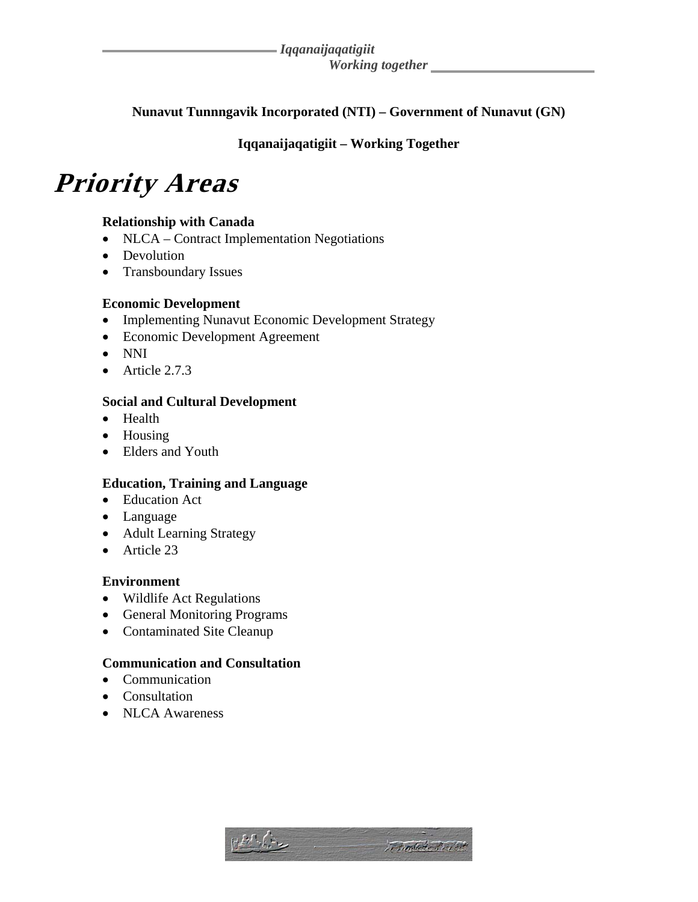**Nunavut Tunnngavik Incorporated (NTI) – Government of Nunavut (GN)**

**Iqqanaijaqatigiit – Working Together**

# *Priority Areas*

**Relationship with Canada**

- NLCA – Contract Implementation Negotiations
- Devolution
- Transboundary Issues

**Economic Development**

- Implementing Nunavut Economic Development Strategy
- Economic Development Agreement
- NNI
- Article 2.7.3

**Social and Cultural Development**

- Health
- Housing
- Elders and Youth

**Education, Training and Language**

- Education Act
- Language
- Adult Learning Strategy
- Article 23

**Environment**

- Wildlife Act Regulations
- General Monitoring Programs
- Contaminated Site Cleanup

**Communication and Consultation**

- Communication
- Consultation
- NLCA Awareness